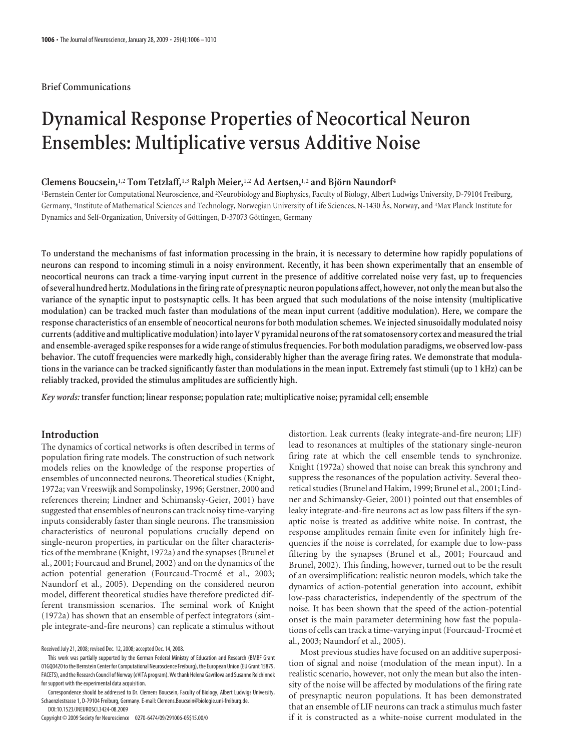**Brief Communications**

# Dynamical Response Properties of Neocortical Neuron Ensembles: Multiplicative versus Additive Noise

**Clemens Boucsein,[1,2] Tom Tetzlaff,[1,3] Ralph Meier,[1,2] Ad Aertsen,[1,2] and Björn Naundorf[4]**

[1]Bernstein Center for Computational Neuroscience, and [2]Neurobiology and Biophysics, Faculty of Biology, Albert Ludwigs University, D-79104 Freiburg, Germany, [3]Institute of Mathematical Sciences and Technology, Norwegian University of Life Sciences, N-1430 Ås, Norway, and [4]Max Planck Institute for Dynamics and Self-Organization, University of Göttingen, D-37073 Göttingen, Germany

**To understand the mechanisms of fast information processing in the brain, it is necessary to determine how rapidly populations of neurons can respond to incoming stimuli in a noisy environment. Recently, it has been shown experimentally that an ensemble of neocortical neurons can track a time-varying input current in the presence of additive correlated noise very fast, up to frequencies of several hundred hertz. Modulations in the firing rate of presynaptic neuron populations affect, however, not only the mean but also the variance of the synaptic input to postsynaptic cells. It has been argued that such modulations of the noise intensity (multiplicative modulation) can be tracked much faster than modulations of the mean input current (additive modulation). Here, we compare the response characteristics of an ensemble of neocortical neurons for both modulation schemes. We injected sinusoidally modulated noisy currents (additive and multiplicative modulation) into layer V pyramidal neurons of the rat somatosensory cortex and measured the trial and ensemble-averaged spike responses for a wide range of stimulus frequencies. For both modulation paradigms, we observed low-pass behavior. The cutoff frequencies were markedly high, considerably higher than the average firing rates. We demonstrate that modulations in the variance can be tracked significantly faster than modulations in the mean input. Extremely fast stimuli (up to 1 kHz) can be reliably tracked, provided the stimulus amplitudes are sufficiently high.**

*Key words:* **transfer function; linear response; population rate; multiplicative noise; pyramidal cell; ensemble**

## Introduction

The dynamics of cortical networks is often described in terms of population firing rate models. The construction of such network models relies on the knowledge of the response properties of ensembles of unconnected neurons. Theoretical studies (Knight, 1972a; van Vreeswijk and Sompolinsky, 1996; Gerstner, 2000 and references therein; Lindner and Schimansky-Geier, 2001) have suggested that ensembles of neurons can track noisy time-varying inputs considerably faster than single neurons. The transmission characteristics of neuronal populations crucially depend on single-neuron properties, in particular on the filter characteristics of the membrane (Knight, 1972a) and the synapses (Brunel et al., 2001; Fourcaud and Brunel, 2002) and on the dynamics of the action potential generation (Fourcaud-Trocmé et al., 2003; Naundorf et al., 2005). Depending on the considered neuron model, different theoretical studies have therefore predicted different transmission scenarios. The seminal work of Knight (1972a) has shown that an ensemble of perfect integrators (simple integrate-and-fire neurons) can replicate a stimulus without distortion. Leak currents (leaky integrate-and-fire neuron; LIF) lead to resonances at multiples of the stationary single-neuron firing rate at which the cell ensemble tends to synchronize. Knight (1972a) showed that noise can break this synchrony and suppress the resonances of the population activity. Several theoretical studies (Brunel and Hakim, 1999; Brunel et al., 2001; Lindner and Schimansky-Geier, 2001) pointed out that ensembles of leaky integrate-and-fire neurons act as low pass filters if the synaptic noise is treated as additive white noise. In contrast, the response amplitudes remain finite even for infinitely high frequencies if the noise is correlated, for example due to low-pass filtering by the synapses (Brunel et al., 2001; Fourcaud and Brunel, 2002). This finding, however, turned out to be the result of an oversimplification: realistic neuron models, which take the dynamics of action-potential generation into account, exhibit low-pass characteristics, independently of the spectrum of the noise. It has been shown that the speed of the action-potential onset is the main parameter determining how fast the populations of cells can track a time-varying input (Fourcaud-Trocmé et al., 2003; Naundorf et al., 2005).

Most previous studies have focused on an additive superposition of signal and noise (modulation of the mean input). In a realistic scenario, however, not only the mean but also the intensity of the noise will be affected by modulations of the firing rate of presynaptic neuron populations. It has been demonstrated that an ensemble of LIF neurons can track a stimulus much faster if it is constructed as a white-noise current modulated in the

Received July 21, 2008; revised Dec. 12, 2008; accepted Dec. 14, 2008.

This work was partially supported by the German Federal Ministry of Education and Research (BMBF Grant 01GQ0420 to the Bernstein Center for Computational Neuroscience Freiburg), the European Union (EU Grant 15879, FACETS), and the Research Council of Norway (eVITA program). We thank Helena Gavrilova and Susanne Reichinnek for support with the experimental data acquisition.

Correspondence should be addressed to Dr. Clemens Boucsein, Faculty of Biology, Albert Ludwigs University, Schaenzlestrasse 1, D-79104 Freiburg, Germany. E-mail: Clemens.Boucsein@biologie.uni-freiburg.de.

DOI:10.1523/JNEUROSCI.3424-08.2009

Copyright © 2009 Society for Neuroscience 0270-6474/09/291006-05$15.00/0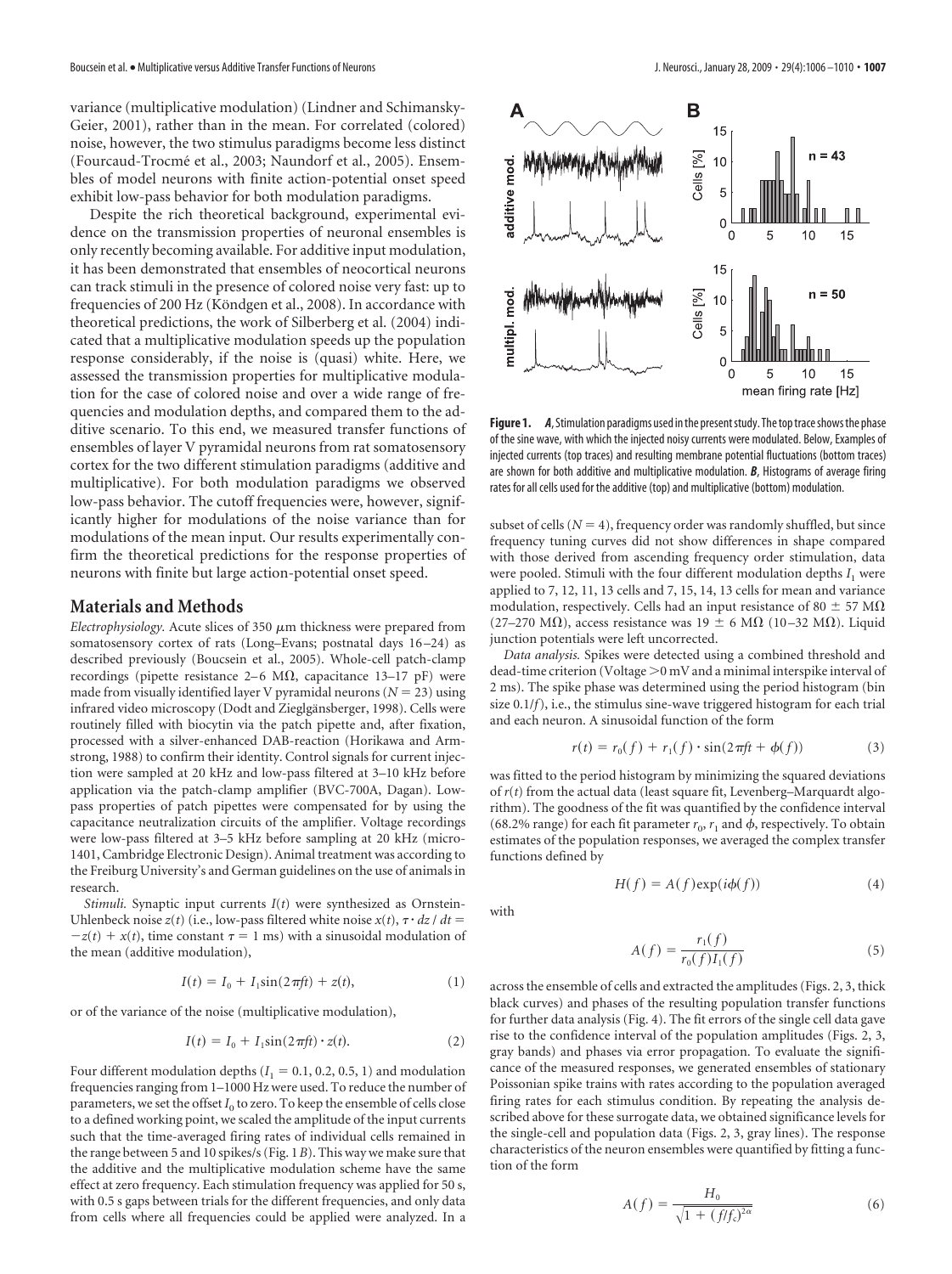variance (multiplicative modulation) (Lindner and Schimansky-Geier, 2001), rather than in the mean. For correlated (colored) noise, however, the two stimulus paradigms become less distinct (Fourcaud-Trocmé et al., 2003; Naundorf et al., 2005). Ensembles of model neurons with finite action-potential onset speed exhibit low-pass behavior for both modulation paradigms.

Despite the rich theoretical background, experimental evidence on the transmission properties of neuronal ensembles is only recently becoming available. For additive input modulation, it has been demonstrated that ensembles of neocortical neurons can track stimuli in the presence of colored noise very fast: up to frequencies of 200 Hz (Köndgen et al., 2008). In accordance with theoretical predictions, the work of Silberberg et al. (2004) indicated that a multiplicative modulation speeds up the population response considerably, if the noise is (quasi) white. Here, we assessed the transmission properties for multiplicative modulation for the case of colored noise and over a wide range of frequencies and modulation depths, and compared them to the additive scenario. To this end, we measured transfer functions of ensembles of layer V pyramidal neurons from rat somatosensory cortex for the two different stimulation paradigms (additive and multiplicative). For both modulation paradigms we observed low-pass behavior. The cutoff frequencies were, however, significantly higher for modulations of the noise variance than for modulations of the mean input. Our results experimentally confirm the theoretical predictions for the response properties of neurons with finite but large action-potential onset speed.

## Materials and Methods

*Electrophysiology.* Acute slices of 350 μm thickness were prepared from somatosensory cortex of rats (Long–Evans; postnatal days 16–24) as described previously (Boucsein et al., 2005). Whole-cell patch-clamp recordings (pipette resistance 2–6 MΩ, capacitance 13–17 pF) were made from visually identified layer V pyramidal neurons ($N = 23$) using infrared video microscopy (Dodt and Zieglgänsberger, 1998). Cells were routinely filled with biocytin via the patch pipette and, after fixation, processed with a silver-enhanced DAB-reaction (Horikawa and Armstrong, 1988) to confirm their identity. Control signals for current injection were sampled at 20 kHz and low-pass filtered at 3–10 kHz before application via the patch-clamp amplifier (BVC-700A, Dagan). Low-pass properties of patch pipettes were compensated for by using the capacitance neutralization circuits of the amplifier. Voltage recordings were low-pass filtered at 3–5 kHz before sampling at 20 kHz (micro-1401, Cambridge Electronic Design). Animal treatment was according to the Freiburg University's and German guidelines on the use of animals in research.

*Stimuli.* Synaptic input currents $I(t)$ were synthesized as Ornstein-Uhlenbeck noise $z(t)$ (i.e., low-pass filtered white noise $x(t)$, $\tau \cdot dz/dt = -z(t) + x(t)$, time constant $\tau = 1$ ms) with a sinusoidal modulation of the mean (additive modulation),

$$I(t) = I_0 + I_1 \sin(2\pi ft) + z(t), \tag{1}$$

or of the variance of the noise (multiplicative modulation),

$$I(t) = I_0 + I_1 \sin(2\pi ft) \cdot z(t). \tag{2}$$

Four different modulation depths ($I_1 = 0.1, 0.2, 0.5, 1$) and modulation frequencies ranging from 1–1000 Hz were used. To reduce the number of parameters, we set the offset $I_0$ to zero. To keep the ensemble of cells close to a defined working point, we scaled the amplitude of the input currents such that the time-averaged firing rates of individual cells remained in the range between 5 and 10 spikes/s (Fig. 1*B*). This way we make sure that the additive and the multiplicative modulation scheme have the same effect at zero frequency. Each stimulation frequency was applied for 50 s, with 0.5 s gaps between trials for the different frequencies, and only data from cells where all frequencies could be applied were analyzed. In a subset of cells ($N = 4$), frequency order was randomly shuffled, but since frequency tuning curves did not show differences in shape compared with those derived from ascending frequency order stimulation, data were pooled. Stimuli with the four different modulation depths $I_1$ were applied to 7, 12, 11, 13 cells and 7, 15, 14, 13 cells for mean and variance modulation, respectively. Cells had an input resistance of 80 ± 57 MΩ (27–270 MΩ), access resistance was 19 ± 6 MΩ (10–32 MΩ). Liquid junction potentials were left uncorrected.

**Figure 1.** ***A***, Stimulation paradigms used in the present study. The top trace shows the phase of the sine wave, with which the injected noisy currents were modulated. Below, Examples of injected currents (top traces) and resulting membrane potential fluctuations (bottom traces) are shown for both additive and multiplicative modulation. ***B***, Histograms of average firing rates for all cells used for the additive (top) and multiplicative (bottom) modulation.

*Data analysis.* Spikes were detected using a combined threshold and dead-time criterion (Voltage >0 mV and a minimal interspike interval of 2 ms). The spike phase was determined using the period histogram (bin size $0.1/f$), i.e., the stimulus sine-wave triggered histogram for each trial and each neuron. A sinusoidal function of the form

$$r(t) = r_0(f) + r_1(f) \cdot \sin(2\pi ft + \phi(f)) \tag{3}$$

was fitted to the period histogram by minimizing the squared deviations of $r(t)$ from the actual data (least square fit, Levenberg–Marquardt algorithm). The goodness of the fit was quantified by the confidence interval (68.2% range) for each fit parameter $r_0$, $r_1$ and $\phi$, respectively. To obtain estimates of the population responses, we averaged the complex transfer functions defined by

$$H(f) = A(f)\exp(i\phi(f)) \tag{4}$$

with

$$A(f) = \frac{r_1(f)}{r_0(f)I_1(f)} \tag{5}$$

across the ensemble of cells and extracted the amplitudes (Figs. 2, 3, thick black curves) and phases of the resulting population transfer functions for further data analysis (Fig. 4). The fit errors of the single cell data gave rise to the confidence interval of the population amplitudes (Figs. 2, 3, gray bands) and phases via error propagation. To evaluate the significance of the measured responses, we generated ensembles of stationary Poissonian spike trains with rates according to the population averaged firing rates for each stimulus condition. By repeating the analysis described above for these surrogate data, we obtained significance levels for the single-cell and population data (Figs. 2, 3, gray lines). The response characteristics of the neuron ensembles were quantified by fitting a function of the form

$$A(f) = \frac{H_0}{\sqrt{1 + (f/f_c)^{2\alpha}}} \tag{6}$$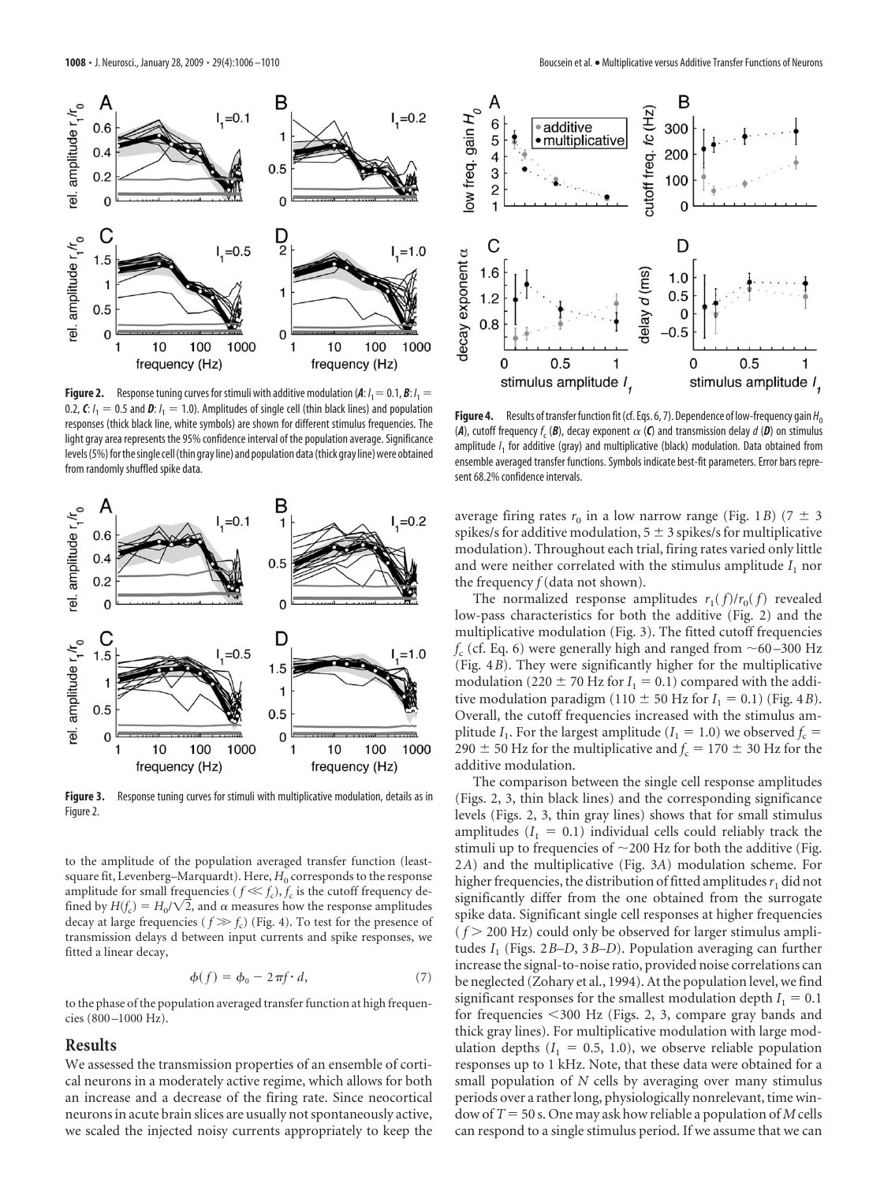**Figure 2.** Response tuning curves for stimuli with additive modulation (***A***: $I_1 = 0.1$, ***B***: $I_1 = 0.2$, ***C***: $I_1 = 0.5$ and ***D***: $I_1 = 1.0$). Amplitudes of single cell (thin black lines) and population responses (thick black line, white symbols) are shown for different stimulus frequencies. The light gray area represents the 95% confidence interval of the population average. Significance levels (5%) for the single cell (thin gray line) and population data (thick gray line) were obtained from randomly shuffled spike data.

**Figure 3.** Response tuning curves for stimuli with multiplicative modulation, details as in Figure 2.

to the amplitude of the population averaged transfer function (least-square fit, Levenberg–Marquardt). Here, $H_0$ corresponds to the response amplitude for small frequencies ($f \ll f_c$), $f_c$ is the cutoff frequency defined by $H(f_c) = H_0/\sqrt{2}$, and $\alpha$ measures how the response amplitudes decay at large frequencies ($f \gg f_c$) (Fig. 4). To test for the presence of transmission delays d between input currents and spike responses, we fitted a linear decay,

$$\phi(f) = \phi_0 - 2\pi f \cdot d, \tag{7}$$

to the phase of the population averaged transfer function at high frequencies (800–1000 Hz).

## Results

We assessed the transmission properties of an ensemble of cortical neurons in a moderately active regime, which allows for both an increase and a decrease of the firing rate. Since neocortical neurons in acute brain slices are usually not spontaneously active, we scaled the injected noisy currents appropriately to keep the average firing rates $r_0$ in a low narrow range (Fig. 1*B*) ($7 \pm 3$ spikes/s for additive modulation, $5 \pm 3$ spikes/s for multiplicative modulation). Throughout each trial, firing rates varied only little and were neither correlated with the stimulus amplitude $I_1$ nor the frequency $f$ (data not shown).

**Figure 4.** Results of transfer function fit (cf. Eqs. 6, 7). Dependence of low-frequency gain $H_0$ (***A***), cutoff frequency $f_c$ (***B***), decay exponent $\alpha$ (***C***) and transmission delay $d$ (***D***) on stimulus amplitude $I_1$ for additive (gray) and multiplicative (black) modulation. Data obtained from ensemble averaged transfer functions. Symbols indicate best-fit parameters. Error bars represent 68.2% confidence intervals.

The normalized response amplitudes $r_1(f)/r_0(f)$ revealed low-pass characteristics for both the additive (Fig. 2) and the multiplicative modulation (Fig. 3). The fitted cutoff frequencies $f_c$ (cf. Eq. 6) were generally high and ranged from ~60–300 Hz (Fig. 4*B*). They were significantly higher for the multiplicative modulation ($220 \pm 70$ Hz for $I_1 = 0.1$) compared with the additive modulation paradigm ($110 \pm 50$ Hz for $I_1 = 0.1$) (Fig. 4*B*). Overall, the cutoff frequencies increased with the stimulus amplitude $I_1$. For the largest amplitude ($I_1 = 1.0$) we observed $f_c = 290 \pm 50$ Hz for the multiplicative and $f_c = 170 \pm 30$ Hz for the additive modulation.

The comparison between the single cell response amplitudes (Figs. 2, 3, thin black lines) and the corresponding significance levels (Figs. 2, 3, thin gray lines) shows that for small stimulus amplitudes ($I_1 = 0.1$) individual cells could reliably track the stimuli up to frequencies of ~200 Hz for both the additive (Fig. 2*A*) and the multiplicative (Fig. 3*A*) modulation scheme. For higher frequencies, the distribution of fitted amplitudes $r_1$ did not significantly differ from the one obtained from the surrogate spike data. Significant single cell responses at higher frequencies ($f > 200$ Hz) could only be observed for larger stimulus amplitudes $I_1$ (Figs. 2*B–D*, 3*B–D*). Population averaging can further increase the signal-to-noise ratio, provided noise correlations can be neglected (Zohary et al., 1994). At the population level, we find significant responses for the smallest modulation depth $I_1 = 0.1$ for frequencies <300 Hz (Figs. 2, 3, compare gray bands and thick gray lines). For multiplicative modulation with large modulation depths ($I_1 = 0.5, 1.0$), we observe reliable population responses up to 1 kHz. Note, that these data were obtained for a small population of $N$ cells by averaging over many stimulus periods over a rather long, physiologically nonrelevant, time window of $T = 50$ s. One may ask how reliable a population of $M$ cells can respond to a single stimulus period. If we assume that we can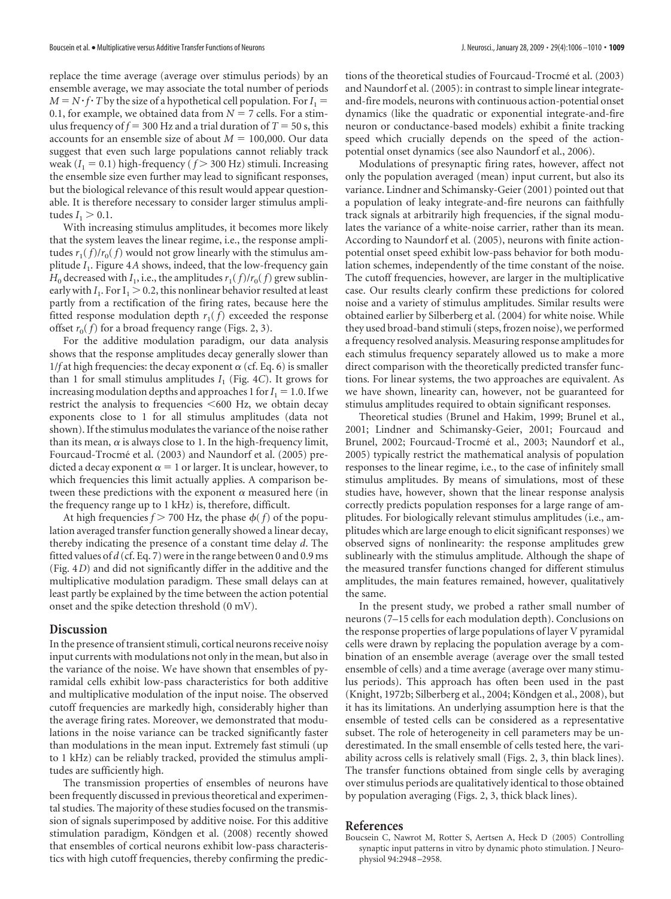replace the time average (average over stimulus periods) by an ensemble average, we may associate the total number of periods $M = N \cdot f \cdot T$ by the size of a hypothetical cell population. For $I_1 = 0.1$, for example, we obtained data from $N = 7$ cells. For a stimulus frequency of $f = 300$ Hz and a trial duration of $T = 50$ s, this accounts for an ensemble size of about $M = 100{,}000$. Our data suggest that even such large populations cannot reliably track weak ($I_1 = 0.1$) high-frequency ($f > 300$ Hz) stimuli. Increasing the ensemble size even further may lead to significant responses, but the biological relevance of this result would appear questionable. It is therefore necessary to consider larger stimulus amplitudes $I_1 > 0.1$.

With increasing stimulus amplitudes, it becomes more likely that the system leaves the linear regime, i.e., the response amplitudes $r_1(f)/r_0(f)$ would not grow linearly with the stimulus amplitude $I_1$. Figure 4*A* shows, indeed, that the low-frequency gain $H_0$ decreased with $I_1$, i.e., the amplitudes $r_1(f)/r_0(f)$ grew sublinearly with $I_1$. For $I_1 > 0.2$, this nonlinear behavior resulted at least partly from a rectification of the firing rates, because here the fitted response modulation depth $r_1(f)$ exceeded the response offset $r_0(f)$ for a broad frequency range (Figs. 2, 3).

For the additive modulation paradigm, our data analysis shows that the response amplitudes decay generally slower than $1/f$ at high frequencies: the decay exponent $\alpha$ (cf. Eq. 6) is smaller than 1 for small stimulus amplitudes $I_1$ (Fig. 4*C*). It grows for increasing modulation depths and approaches 1 for $I_1 = 1.0$. If we restrict the analysis to frequencies <600 Hz, we obtain decay exponents close to 1 for all stimulus amplitudes (data not shown). If the stimulus modulates the variance of the noise rather than its mean, $\alpha$ is always close to 1. In the high-frequency limit, Fourcaud-Trocmé et al. (2003) and Naundorf et al. (2005) predicted a decay exponent $\alpha = 1$ or larger. It is unclear, however, to which frequencies this limit actually applies. A comparison between these predictions with the exponent $\alpha$ measured here (in the frequency range up to 1 kHz) is, therefore, difficult.

At high frequencies $f > 700$ Hz, the phase $\phi(f)$ of the population averaged transfer function generally showed a linear decay, thereby indicating the presence of a constant time delay $d$. The fitted values of $d$ (cf. Eq. 7) were in the range between 0 and 0.9 ms (Fig. 4*D*) and did not significantly differ in the additive and the multiplicative modulation paradigm. These small delays can at least partly be explained by the time between the action potential onset and the spike detection threshold (0 mV).

## Discussion

In the presence of transient stimuli, cortical neurons receive noisy input currents with modulations not only in the mean, but also in the variance of the noise. We have shown that ensembles of pyramidal cells exhibit low-pass characteristics for both additive and multiplicative modulation of the input noise. The observed cutoff frequencies are markedly high, considerably higher than the average firing rates. Moreover, we demonstrated that modulations in the noise variance can be tracked significantly faster than modulations in the mean input. Extremely fast stimuli (up to 1 kHz) can be reliably tracked, provided the stimulus amplitudes are sufficiently high.

The transmission properties of ensembles of neurons have been frequently discussed in previous theoretical and experimental studies. The majority of these studies focused on the transmission of signals superimposed by additive noise. For this additive stimulation paradigm, Köndgen et al. (2008) recently showed that ensembles of cortical neurons exhibit low-pass characteristics with high cutoff frequencies, thereby confirming the predictions of the theoretical studies of Fourcaud-Trocmé et al. (2003) and Naundorf et al. (2005): in contrast to simple linear integrate-and-fire models, neurons with continuous action-potential onset dynamics (like the quadratic or exponential integrate-and-fire neuron or conductance-based models) exhibit a finite tracking speed which crucially depends on the speed of the action-potential onset dynamics (see also Naundorf et al., 2006).

Modulations of presynaptic firing rates, however, affect not only the population averaged (mean) input current, but also its variance. Lindner and Schimansky-Geier (2001) pointed out that a population of leaky integrate-and-fire neurons can faithfully track signals at arbitrarily high frequencies, if the signal modulates the variance of a white-noise carrier, rather than its mean. According to Naundorf et al. (2005), neurons with finite action-potential onset speed exhibit low-pass behavior for both modulation schemes, independently of the time constant of the noise. The cutoff frequencies, however, are larger in the multiplicative case. Our results clearly confirm these predictions for colored noise and a variety of stimulus amplitudes. Similar results were obtained earlier by Silberberg et al. (2004) for white noise. While they used broad-band stimuli (steps, frozen noise), we performed a frequency resolved analysis. Measuring response amplitudes for each stimulus frequency separately allowed us to make a more direct comparison with the theoretically predicted transfer functions. For linear systems, the two approaches are equivalent. As we have shown, linearity can, however, not be guaranteed for stimulus amplitudes required to obtain significant responses.

Theoretical studies (Brunel and Hakim, 1999; Brunel et al., 2001; Lindner and Schimansky-Geier, 2001; Fourcaud and Brunel, 2002; Fourcaud-Trocmé et al., 2003; Naundorf et al., 2005) typically restrict the mathematical analysis of population responses to the linear regime, i.e., to the case of infinitely small stimulus amplitudes. By means of simulations, most of these studies have, however, shown that the linear response analysis correctly predicts population responses for a large range of amplitudes. For biologically relevant stimulus amplitudes (i.e., amplitudes which are large enough to elicit significant responses) we observed signs of nonlinearity: the response amplitudes grew sublinearly with the stimulus amplitude. Although the shape of the measured transfer functions changed for different stimulus amplitudes, the main features remained, however, qualitatively the same.

In the present study, we probed a rather small number of neurons (7–15 cells for each modulation depth). Conclusions on the response properties of large populations of layer V pyramidal cells were drawn by replacing the population average by a combination of an ensemble average (average over the small tested ensemble of cells) and a time average (average over many stimulus periods). This approach has often been used in the past (Knight, 1972b; Silberberg et al., 2004; Köndgen et al., 2008), but it has its limitations. An underlying assumption here is that the ensemble of tested cells can be considered as a representative subset. The role of heterogeneity in cell parameters may be underestimated. In the small ensemble of cells tested here, the variability across cells is relatively small (Figs. 2, 3, thin black lines). The transfer functions obtained from single cells by averaging over stimulus periods are qualitatively identical to those obtained by population averaging (Figs. 2, 3, thick black lines).

## References

Boucsein C, Nawrot M, Rotter S, Aertsen A, Heck D (2005) Controlling synaptic input patterns in vitro by dynamic photo stimulation. J Neurophysiol 94:2948–2958.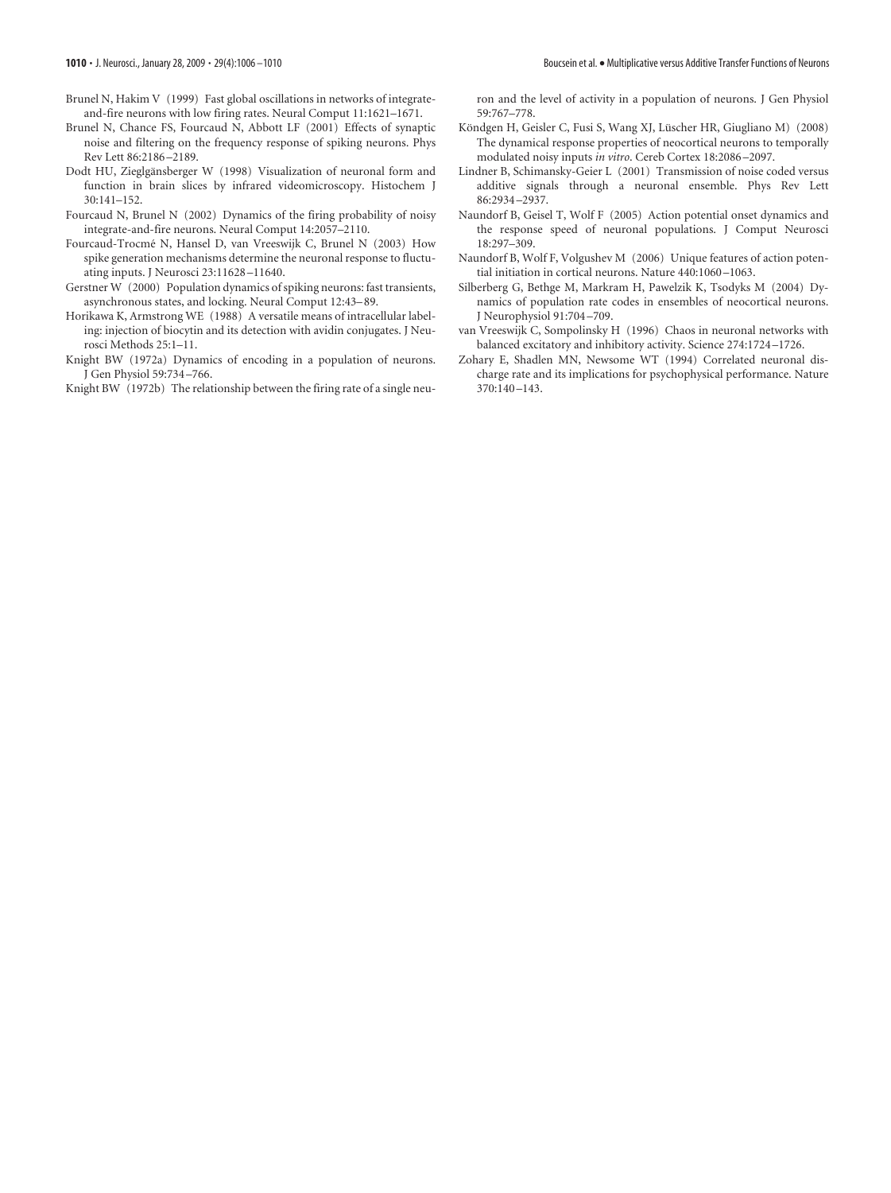Brunel N, Hakim V (1999) Fast global oscillations in networks of integrate-and-fire neurons with low firing rates. Neural Comput 11:1621–1671.

Brunel N, Chance FS, Fourcaud N, Abbott LF (2001) Effects of synaptic noise and filtering on the frequency response of spiking neurons. Phys Rev Lett 86:2186–2189.

Dodt HU, Zieglgänsberger W (1998) Visualization of neuronal form and function in brain slices by infrared videomicroscopy. Histochem J 30:141–152.

Fourcaud N, Brunel N (2002) Dynamics of the firing probability of noisy integrate-and-fire neurons. Neural Comput 14:2057–2110.

Fourcaud-Trocmé N, Hansel D, van Vreeswijk C, Brunel N (2003) How spike generation mechanisms determine the neuronal response to fluctuating inputs. J Neurosci 23:11628–11640.

Gerstner W (2000) Population dynamics of spiking neurons: fast transients, asynchronous states, and locking. Neural Comput 12:43–89.

Horikawa K, Armstrong WE (1988) A versatile means of intracellular labeling: injection of biocytin and its detection with avidin conjugates. J Neurosci Methods 25:1–11.

Knight BW (1972a) Dynamics of encoding in a population of neurons. J Gen Physiol 59:734–766.

Knight BW (1972b) The relationship between the firing rate of a single neuron and the level of activity in a population of neurons. J Gen Physiol 59:767–778.

Köndgen H, Geisler C, Fusi S, Wang XJ, Lüscher HR, Giugliano M (2008) The dynamical response properties of neocortical neurons to temporally modulated noisy inputs *in vitro*. Cereb Cortex 18:2086–2097.

Lindner B, Schimansky-Geier L (2001) Transmission of noise coded versus additive signals through a neuronal ensemble. Phys Rev Lett 86:2934–2937.

Naundorf B, Geisel T, Wolf F (2005) Action potential onset dynamics and the response speed of neuronal populations. J Comput Neurosci 18:297–309.

Naundorf B, Wolf F, Volgushev M (2006) Unique features of action potential initiation in cortical neurons. Nature 440:1060–1063.

Silberberg G, Bethge M, Markram H, Pawelzik K, Tsodyks M (2004) Dynamics of population rate codes in ensembles of neocortical neurons. J Neurophysiol 91:704–709.

van Vreeswijk C, Sompolinsky H (1996) Chaos in neuronal networks with balanced excitatory and inhibitory activity. Science 274:1724–1726.

Zohary E, Shadlen MN, Newsome WT (1994) Correlated neuronal discharge rate and its implications for psychophysical performance. Nature 370:140–143.